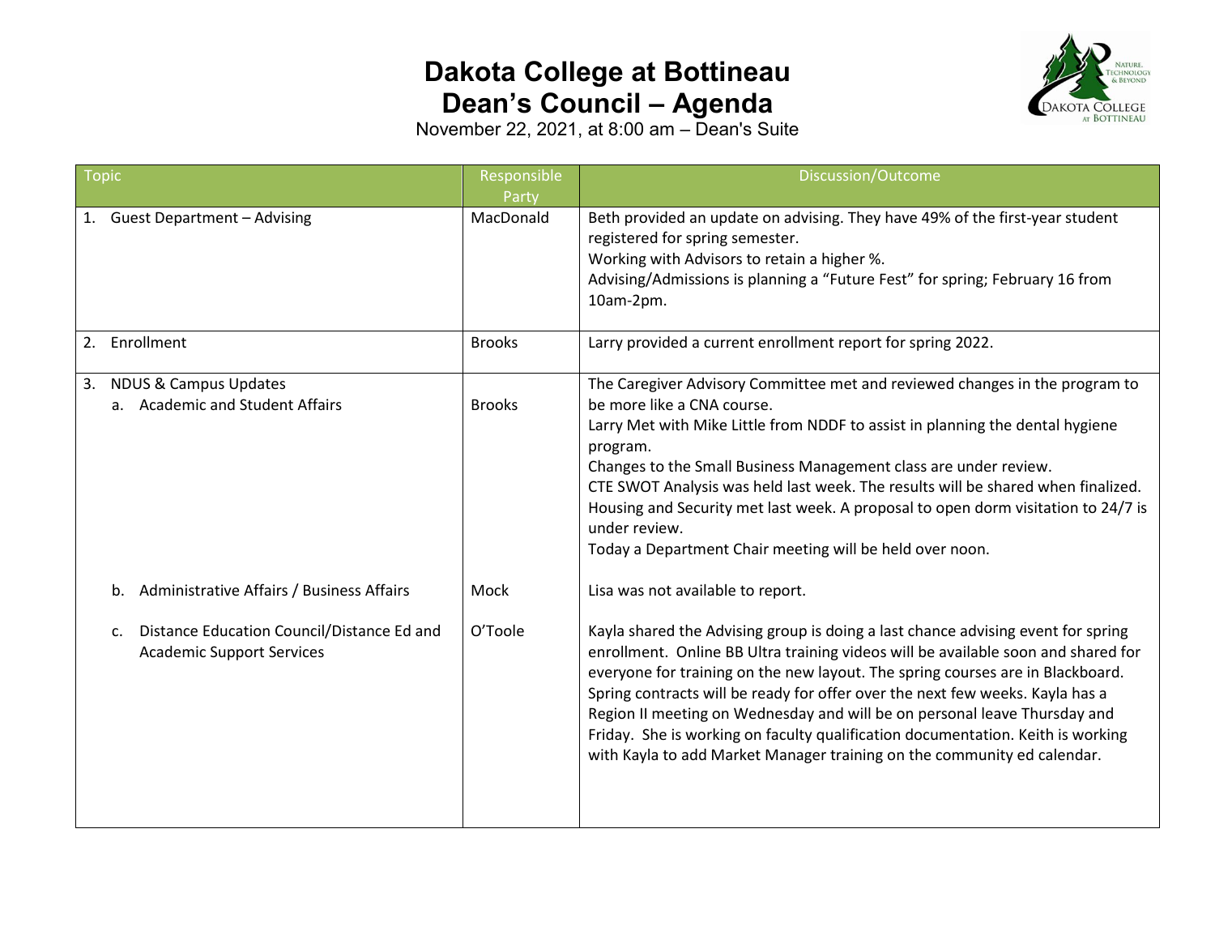# Dakota College at Bottineau
# Dean's Council – Agenda

November 22, 2021, at 8:00 am – Dean's Suite

| Topic | Responsible Party | Discussion/Outcome |
|---|---|---|
| 1. Guest Department – Advising | MacDonald | Beth provided an update on advising. They have 49% of the first-year student registered for spring semester.<br>Working with Advisors to retain a higher %.<br>Advising/Admissions is planning a "Future Fest" for spring; February 16 from 10am-2pm. |
| 2. Enrollment | Brooks | Larry provided a current enrollment report for spring 2022. |
| 3. NDUS & Campus Updates<br>a. Academic and Student Affairs | Brooks | The Caregiver Advisory Committee met and reviewed changes in the program to be more like a CNA course.<br>Larry Met with Mike Little from NDDF to assist in planning the dental hygiene program.<br>Changes to the Small Business Management class are under review.<br>CTE SWOT Analysis was held last week. The results will be shared when finalized.<br>Housing and Security met last week. A proposal to open dorm visitation to 24/7 is under review.<br>Today a Department Chair meeting will be held over noon. |
| b. Administrative Affairs / Business Affairs | Mock | Lisa was not available to report. |
| c. Distance Education Council/Distance Ed and Academic Support Services | O'Toole | Kayla shared the Advising group is doing a last chance advising event for spring enrollment. Online BB Ultra training videos will be available soon and shared for everyone for training on the new layout. The spring courses are in Blackboard. Spring contracts will be ready for offer over the next few weeks. Kayla has a Region II meeting on Wednesday and will be on personal leave Thursday and Friday. She is working on faculty qualification documentation. Keith is working with Kayla to add Market Manager training on the community ed calendar. |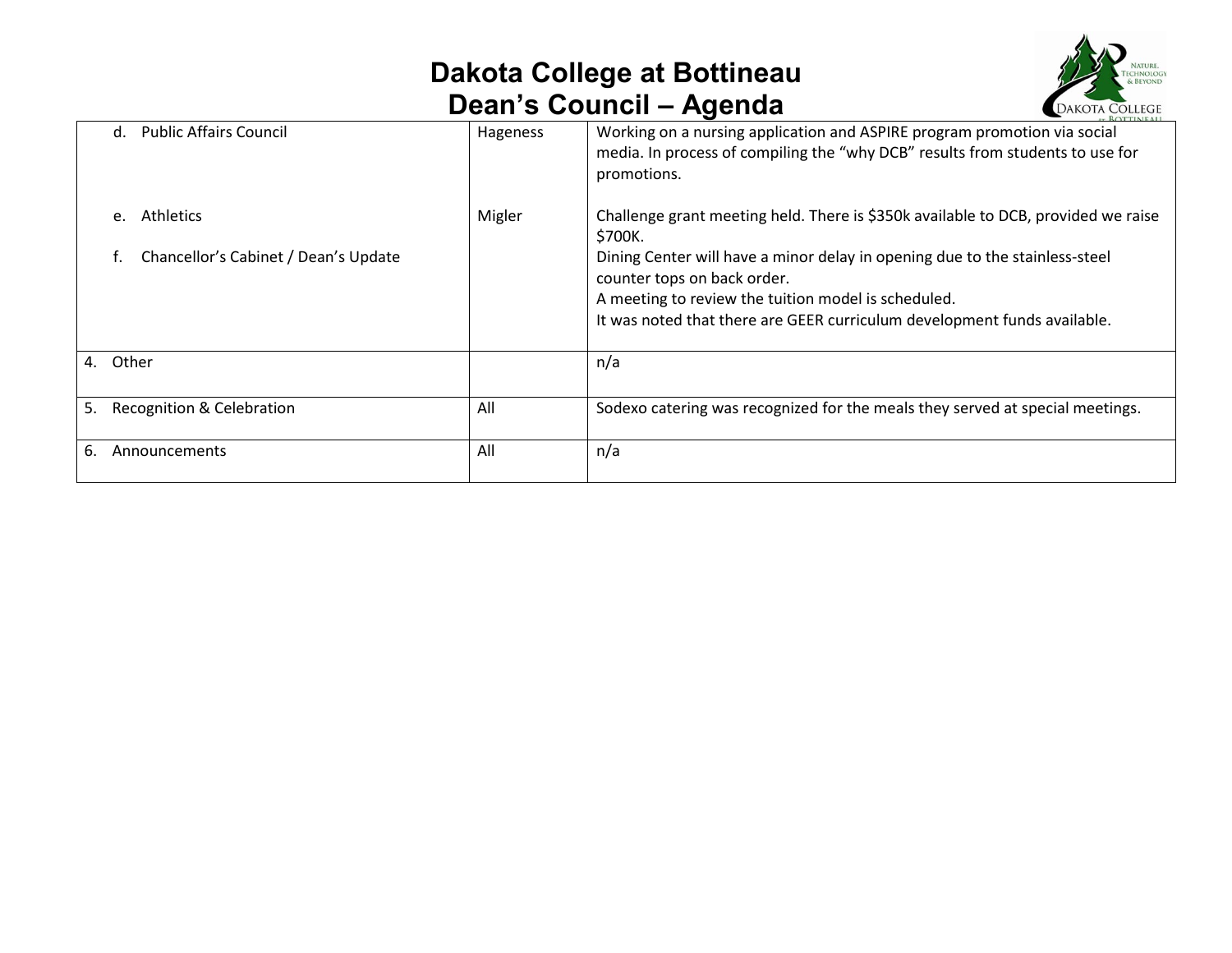# Dakota College at Bottineau
## Dean's Council – Agenda

| | | |
|---|---|---|
| d. Public Affairs Council | Hageness | Working on a nursing application and ASPIRE program promotion via social media. In process of compiling the "why DCB" results from students to use for promotions. |
| e. Athletics<br><br>f. Chancellor's Cabinet / Dean's Update | Migler | Challenge grant meeting held. There is $350k available to DCB, provided we raise $700K.<br>Dining Center will have a minor delay in opening due to the stainless-steel counter tops on back order.<br>A meeting to review the tuition model is scheduled.<br>It was noted that there are GEER curriculum development funds available. |
| 4. Other | | n/a |
| 5. Recognition & Celebration | All | Sodexo catering was recognized for the meals they served at special meetings. |
| 6. Announcements | All | n/a |